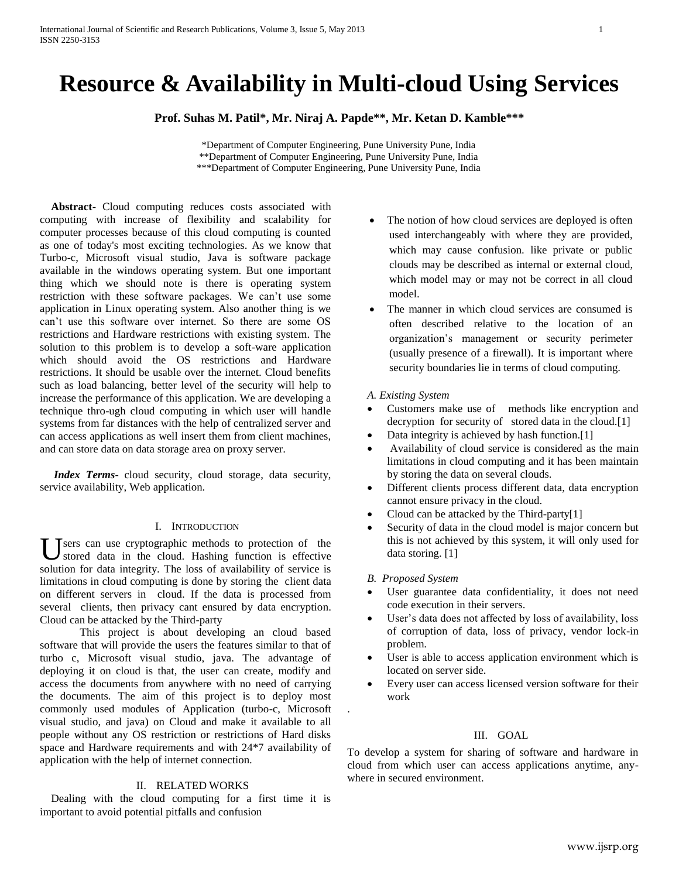# Resource & Availability in Multi-cloud Using Services

**Prof. Suhas M. Patil*, Mr. Niraj A. Papde**, Mr. Ketan D. Kamble*****

*Department of Computer Engineering, Pune University Pune, India
**Department of Computer Engineering, Pune University Pune, India
***Department of Computer Engineering, Pune University Pune, India

**Abstract**- Cloud computing reduces costs associated with computing with increase of flexibility and scalability for computer processes because of this cloud computing is counted as one of today's most exciting technologies. As we know that Turbo-c, Microsoft visual studio, Java is software package available in the windows operating system. But one important thing which we should note is there is operating system restriction with these software packages. We can't use some application in Linux operating system. Also another thing is we can't use this software over internet. So there are some OS restrictions and Hardware restrictions with existing system. The solution to this problem is to develop a soft-ware application which should avoid the OS restrictions and Hardware restrictions. It should be usable over the internet. Cloud benefits such as load balancing, better level of the security will help to increase the performance of this application. We are developing a technique thro-ugh cloud computing in which user will handle systems from far distances with the help of centralized server and can access applications as well insert them from client machines, and can store data on data storage area on proxy server.

***Index Terms***- cloud security, cloud storage, data security, service availability, Web application.

## I. Introduction

Users can use cryptographic methods to protection of the stored data in the cloud. Hashing function is effective solution for data integrity. The loss of availability of service is limitations in cloud computing is done by storing the client data on different servers in cloud. If the data is processed from several clients, then privacy cant ensured by data encryption. Cloud can be attacked by the Third-party

This project is about developing an cloud based software that will provide the users the features similar to that of turbo c, Microsoft visual studio, java. The advantage of deploying it on cloud is that, the user can create, modify and access the documents from anywhere with no need of carrying the documents. The aim of this project is to deploy most commonly used modules of Application (turbo-c, Microsoft visual studio, and java) on Cloud and make it available to all people without any OS restriction or restrictions of Hard disks space and Hardware requirements and with 24*7 availability of application with the help of internet connection.

## II. Related Works

Dealing with the cloud computing for a first time it is important to avoid potential pitfalls and confusion

- The notion of how cloud services are deployed is often used interchangeably with where they are provided, which may cause confusion. like private or public clouds may be described as internal or external cloud, which model may or may not be correct in all cloud model.
- The manner in which cloud services are consumed is often described relative to the location of an organization's management or security perimeter (usually presence of a firewall). It is important where security boundaries lie in terms of cloud computing.

### *A. Existing System*

- Customers make use of methods like encryption and decryption for security of stored data in the cloud.[1]
- Data integrity is achieved by hash function.[1]
- Availability of cloud service is considered as the main limitations in cloud computing and it has been maintain by storing the data on several clouds.
- Different clients process different data, data encryption cannot ensure privacy in the cloud.
- Cloud can be attacked by the Third-party[1]
- Security of data in the cloud model is major concern but this is not achieved by this system, it will only used for data storing. [1]

### *B. Proposed System*

- User guarantee data confidentiality, it does not need code execution in their servers.
- User's data does not affected by loss of availability, loss of corruption of data, loss of privacy, vendor lock-in problem.
- User is able to access application environment which is located on server side.
- Every user can access licensed version software for their work

## III. Goal

To develop a system for sharing of software and hardware in cloud from which user can access applications anytime, any-where in secured environment.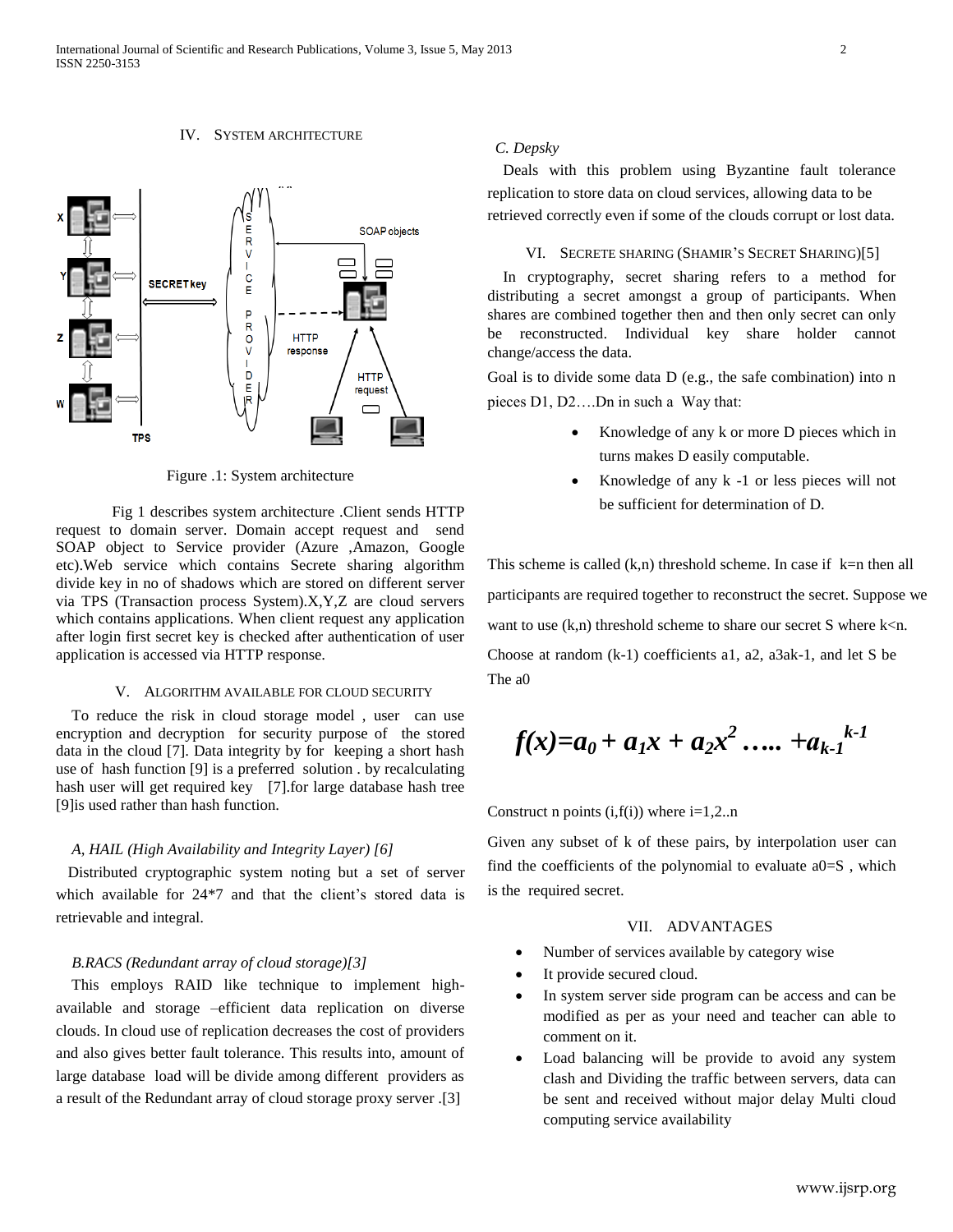## IV. SYSTEM ARCHITECTURE

Figure .1: System architecture

Fig 1 describes system architecture .Client sends HTTP request to domain server. Domain accept request and send SOAP object to Service provider (Azure ,Amazon, Google etc).Web service which contains Secrete sharing algorithm divide key in no of shadows which are stored on different server via TPS (Transaction process System).X,Y,Z are cloud servers which contains applications. When client request any application after login first secret key is checked after authentication of user application is accessed via HTTP response.

## V. ALGORITHM AVAILABLE FOR CLOUD SECURITY

To reduce the risk in cloud storage model , user can use encryption and decryption for security purpose of the stored data in the cloud [7]. Data integrity by for keeping a short hash use of hash function [9] is a preferred solution . by recalculating hash user will get required key [7].for large database hash tree [9]is used rather than hash function.

### *A, HAIL (High Availability and Integrity Layer) [6]*

Distributed cryptographic system noting but a set of server which available for 24*7 and that the client's stored data is retrievable and integral.

### *B.RACS (Redundant array of cloud storage)[3]*

This employs RAID like technique to implement high-available and storage –efficient data replication on diverse clouds. In cloud use of replication decreases the cost of providers and also gives better fault tolerance. This results into, amount of large database load will be divide among different providers as a result of the Redundant array of cloud storage proxy server .[3]

### *C. Depsky*

Deals with this problem using Byzantine fault tolerance replication to store data on cloud services, allowing data to be retrieved correctly even if some of the clouds corrupt or lost data.

## VI. SECRETE SHARING (SHAMIR'S SECRET SHARING)[5]

In cryptography, secret sharing refers to a method for distributing a secret amongst a group of participants. When shares are combined together then and then only secret can only be reconstructed. Individual key share holder cannot change/access the data.

Goal is to divide some data D (e.g., the safe combination) into n pieces D1, D2….Dn in such a Way that:

- Knowledge of any k or more D pieces which in turns makes D easily computable.
- Knowledge of any k -1 or less pieces will not be sufficient for determination of D.

This scheme is called (k,n) threshold scheme. In case if k=n then all participants are required together to reconstruct the secret. Suppose we want to use (k,n) threshold scheme to share our secret S where k<n. Choose at random (k-1) coefficients a1, a2, a3ak-1, and let S be The a0

$$f(x)=a_0 + a_1x + a_2x^2 \ldots\ldots +a_{k-1}{}^{k-1}$$

Construct n points (i,f(i)) where i=1,2..n

Given any subset of k of these pairs, by interpolation user can find the coefficients of the polynomial to evaluate a0=S , which is the required secret.

## VII. ADVANTAGES

- Number of services available by category wise
- It provide secured cloud.
- In system server side program can be access and can be modified as per as your need and teacher can able to comment on it.
- Load balancing will be provide to avoid any system clash and Dividing the traffic between servers, data can be sent and received without major delay Multi cloud computing service availability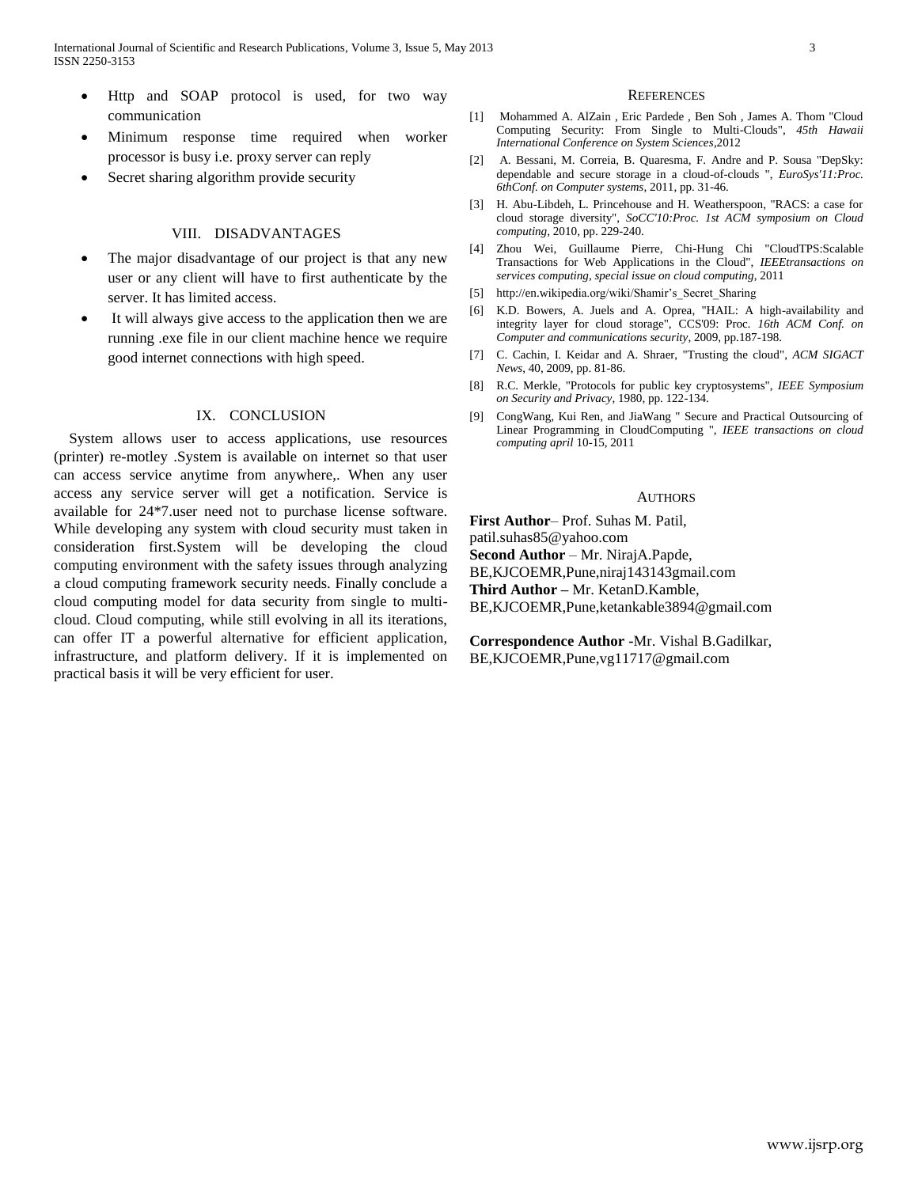- Http and SOAP protocol is used, for two way communication
- Minimum response time required when worker processor is busy i.e. proxy server can reply
- Secret sharing algorithm provide security

## VIII. DISADVANTAGES

- The major disadvantage of our project is that any new user or any client will have to first authenticate by the server. It has limited access.
- It will always give access to the application then we are running .exe file in our client machine hence we require good internet connections with high speed.

## IX. CONCLUSION

System allows user to access applications, use resources (printer) re-motley .System is available on internet so that user can access service anytime from anywhere,. When any user access any service server will get a notification. Service is available for 24*7.user need not to purchase license software. While developing any system with cloud security must taken in consideration first.System will be developing the cloud computing environment with the safety issues through analyzing a cloud computing framework security needs. Finally conclude a cloud computing model for data security from single to multi-cloud. Cloud computing, while still evolving in all its iterations, can offer IT a powerful alternative for efficient application, infrastructure, and platform delivery. If it is implemented on practical basis it will be very efficient for user.

## REFERENCES

[1] Mohammed A. AlZain , Eric Pardede , Ben Soh , James A. Thom "Cloud Computing Security: From Single to Multi-Clouds", *45th Hawaii International Conference on System Sciences*,2012

[2] A. Bessani, M. Correia, B. Quaresma, F. Andre and P. Sousa "DepSky: dependable and secure storage in a cloud-of-clouds ", *EuroSys'11:Proc. 6thConf. on Computer systems*, 2011, pp. 31-46.

[3] H. Abu-Libdeh, L. Princehouse and H. Weatherspoon, "RACS: a case for cloud storage diversity", *SoCC'10:Proc. 1st ACM symposium on Cloud computing*, 2010, pp. 229-240.

[4] Zhou Wei, Guillaume Pierre, Chi-Hung Chi "CloudTPS:Scalable Transactions for Web Applications in the Cloud", *IEEEtransactions on services computing, special issue on cloud computing*, 2011

[5] http://en.wikipedia.org/wiki/Shamir's_Secret_Sharing

[6] K.D. Bowers, A. Juels and A. Oprea, "HAIL: A high-availability and integrity layer for cloud storage", CCS'09: Proc. *16th ACM Conf. on Computer and communications security*, 2009, pp.187-198.

[7] C. Cachin, I. Keidar and A. Shraer, "Trusting the cloud", *ACM SIGACT News*, 40, 2009, pp. 81-86.

[8] R.C. Merkle, "Protocols for public key cryptosystems", *IEEE Symposium on Security and Privacy*, 1980, pp. 122-134.

[9] CongWang, Kui Ren, and JiaWang " Secure and Practical Outsourcing of Linear Programming in CloudComputing ", *IEEE transactions on cloud computing april* 10-15, 2011

## AUTHORS

**First Author**– Prof. Suhas M. Patil, patil.suhas85@yahoo.com

**Second Author** – Mr. NirajA.Papde, BE,KJCOEMR,Pune,niraj143143gmail.com

**Third Author –** Mr. KetanD.Kamble, BE,KJCOEMR,Pune,ketankable3894@gmail.com

**Correspondence Author** -Mr. Vishal B.Gadilkar, BE,KJCOEMR,Pune,vg11717@gmail.com